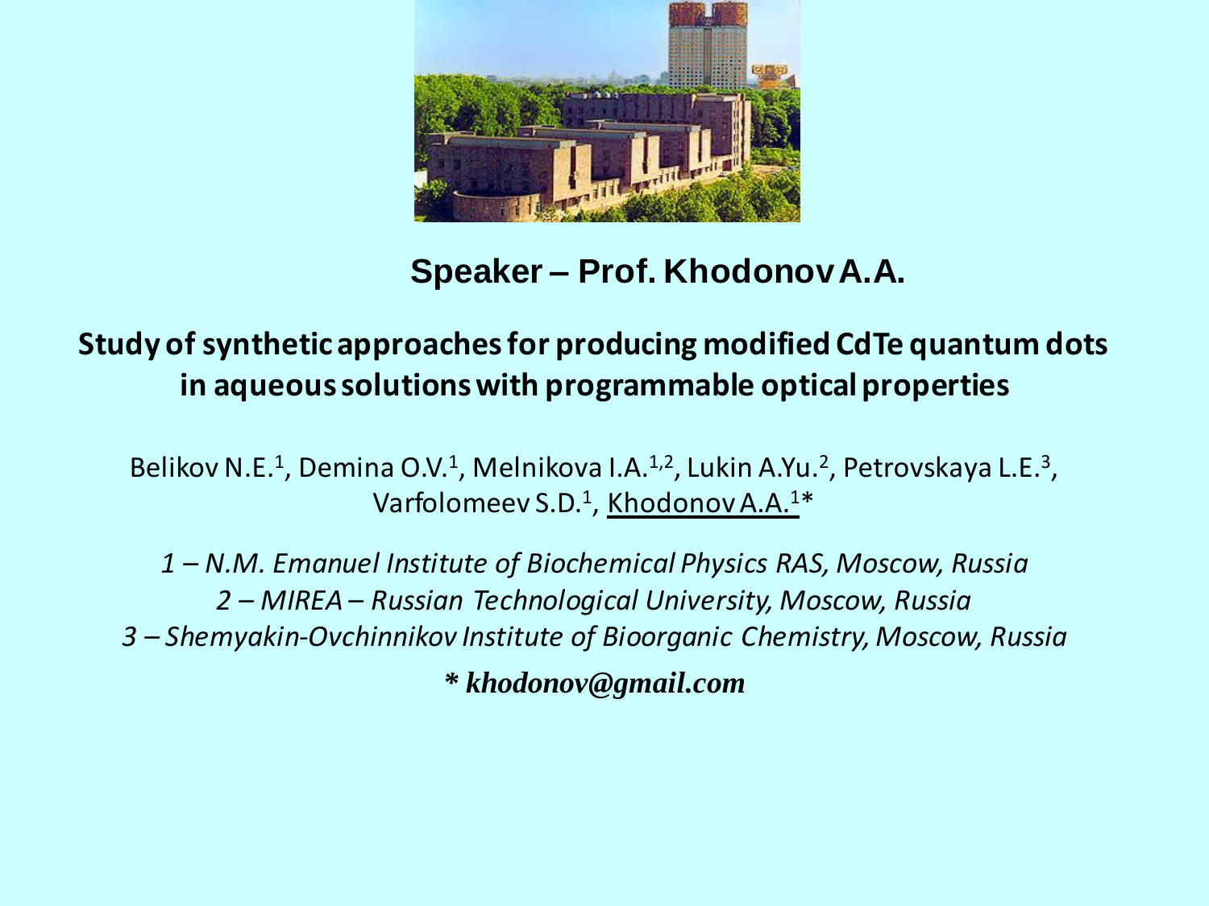**Speaker – Prof. Khodonov A.A.**

# Study of synthetic approaches for producing modified CdTe quantum dots in aqueous solutions with programmable optical properties

Belikov N.E.[1], Demina O.V.[1], Melnikova I.A.[1,2], Lukin A.Yu.[2], Petrovskaya L.E.[3], Varfolomeev S.D.[1], Khodonov A.A.[1]*

*1 – N.M. Emanuel Institute of Biochemical Physics RAS, Moscow, Russia*

*2 – MIREA – Russian Technological University, Moscow, Russia*

*3 – Shemyakin-Ovchinnikov Institute of Bioorganic Chemistry, Moscow, Russia*

***** khodonov@gmail.com***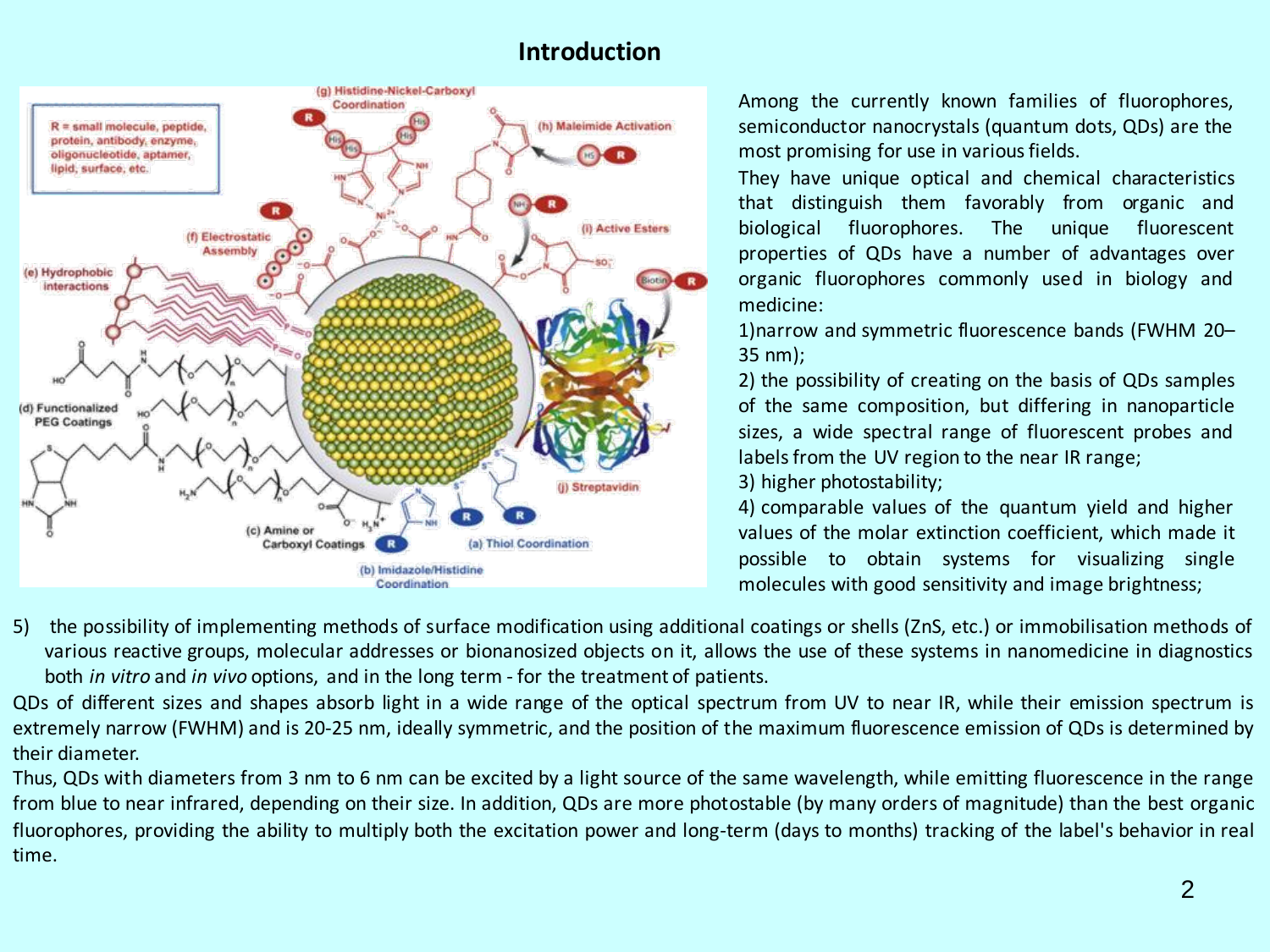# Introduction

Among the currently known families of fluorophores, semiconductor nanocrystals (quantum dots, QDs) are the most promising for use in various fields.

They have unique optical and chemical characteristics that distinguish them favorably from organic and biological fluorophores. The unique fluorescent properties of QDs have a number of advantages over organic fluorophores commonly used in biology and medicine:

1) narrow and symmetric fluorescence bands (FWHM 20–35 nm);
2) the possibility of creating on the basis of QDs samples of the same composition, but differing in nanoparticle sizes, a wide spectral range of fluorescent probes and labels from the UV region to the near IR range;
3) higher photostability;
4) comparable values of the quantum yield and higher values of the molar extinction coefficient, which made it possible to obtain systems for visualizing single molecules with good sensitivity and image brightness;
5) the possibility of implementing methods of surface modification using additional coatings or shells (ZnS, etc.) or immobilisation methods of various reactive groups, molecular addresses or bionanosized objects on it, allows the use of these systems in nanomedicine in diagnostics both *in vitro* and *in vivo* options, and in the long term - for the treatment of patients.

QDs of different sizes and shapes absorb light in a wide range of the optical spectrum from UV to near IR, while their emission spectrum is extremely narrow (FWHM) and is 20-25 nm, ideally symmetric, and the position of the maximum fluorescence emission of QDs is determined by their diameter.

Thus, QDs with diameters from 3 nm to 6 nm can be excited by a light source of the same wavelength, while emitting fluorescence in the range from blue to near infrared, depending on their size. In addition, QDs are more photostable (by many orders of magnitude) than the best organic fluorophores, providing the ability to multiply both the excitation power and long-term (days to months) tracking of the label's behavior in real time.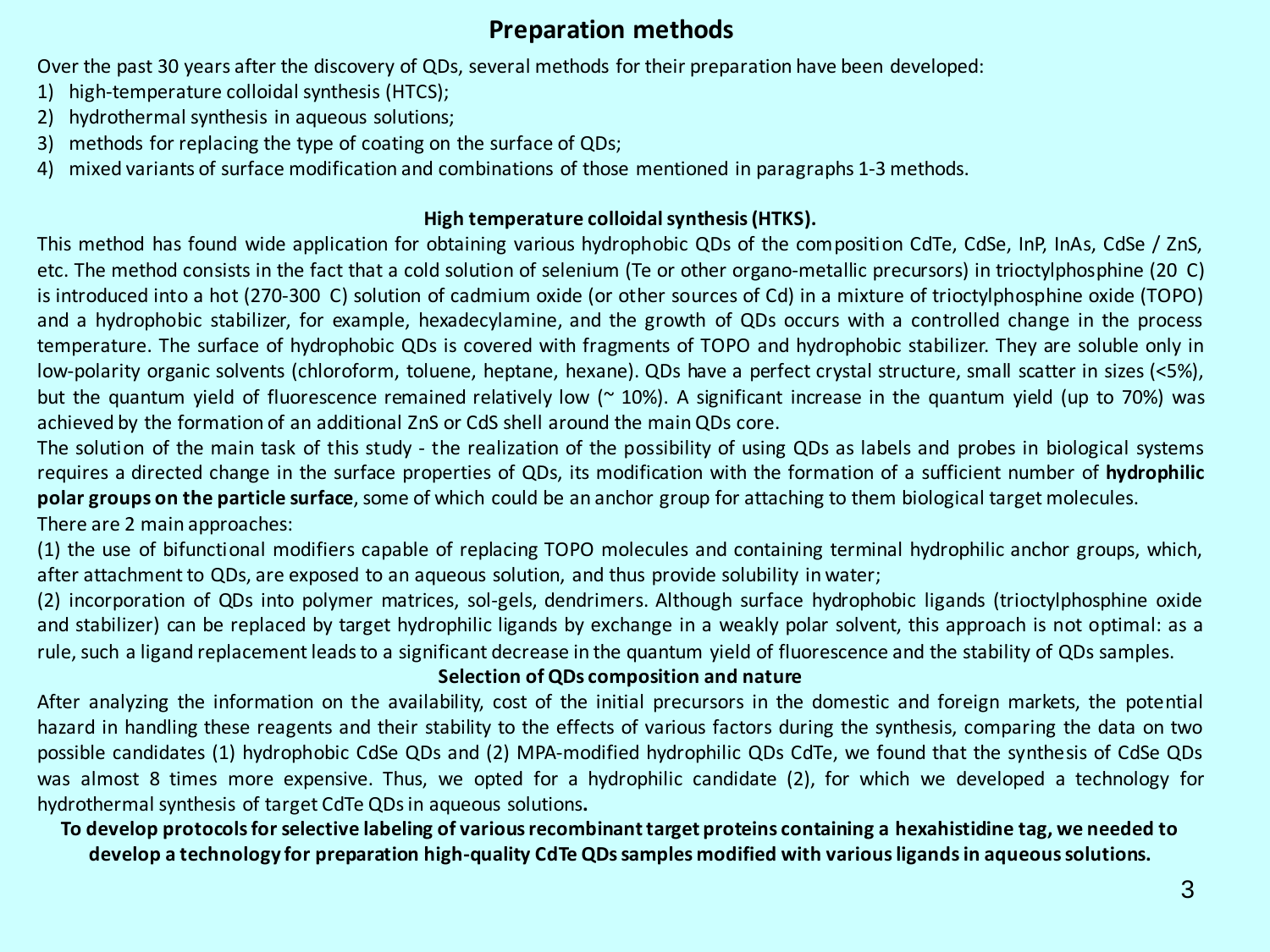# Preparation methods

Over the past 30 years after the discovery of QDs, several methods for their preparation have been developed:

1) high-temperature colloidal synthesis (HTCS);
2) hydrothermal synthesis in aqueous solutions;
3) methods for replacing the type of coating on the surface of QDs;
4) mixed variants of surface modification and combinations of those mentioned in paragraphs 1-3 methods.

**High temperature colloidal synthesis (HTKS).**

This method has found wide application for obtaining various hydrophobic QDs of the composition CdTe, CdSe, InP, InAs, CdSe / ZnS, etc. The method consists in the fact that a cold solution of selenium (Te or other organo-metallic precursors) in trioctylphosphine (20 C) is introduced into a hot (270-300 C) solution of cadmium oxide (or other sources of Cd) in a mixture of trioctylphosphine oxide (TOPO) and a hydrophobic stabilizer, for example, hexadecylamine, and the growth of QDs occurs with a controlled change in the process temperature. The surface of hydrophobic QDs is covered with fragments of TOPO and hydrophobic stabilizer. They are soluble only in low-polarity organic solvents (chloroform, toluene, heptane, hexane). QDs have a perfect crystal structure, small scatter in sizes (<5%), but the quantum yield of fluorescence remained relatively low (~ 10%). A significant increase in the quantum yield (up to 70%) was achieved by the formation of an additional ZnS or CdS shell around the main QDs core.

The solution of the main task of this study - the realization of the possibility of using QDs as labels and probes in biological systems requires a directed change in the surface properties of QDs, its modification with the formation of a sufficient number of **hydrophilic polar groups on the particle surface**, some of which could be an anchor group for attaching to them biological target molecules.

There are 2 main approaches:

(1) the use of bifunctional modifiers capable of replacing TOPO molecules and containing terminal hydrophilic anchor groups, which, after attachment to QDs, are exposed to an aqueous solution, and thus provide solubility in water;

(2) incorporation of QDs into polymer matrices, sol-gels, dendrimers. Although surface hydrophobic ligands (trioctylphosphine oxide and stabilizer) can be replaced by target hydrophilic ligands by exchange in a weakly polar solvent, this approach is not optimal: as a rule, such a ligand replacement leads to a significant decrease in the quantum yield of fluorescence and the stability of QDs samples.

**Selection of QDs composition and nature**

After analyzing the information on the availability, cost of the initial precursors in the domestic and foreign markets, the potential hazard in handling these reagents and their stability to the effects of various factors during the synthesis, comparing the data on two possible candidates (1) hydrophobic CdSe QDs and (2) MPA-modified hydrophilic QDs CdTe, we found that the synthesis of CdSe QDs was almost 8 times more expensive. Thus, we opted for a hydrophilic candidate (2), for which we developed a technology for hydrothermal synthesis of target CdTe QDs in aqueous solutions**.**

**To develop protocols for selective labeling of various recombinant target proteins containing a hexahistidine tag, we needed to develop a technology for preparation high-quality CdTe QDs samples modified with various ligands in aqueous solutions.**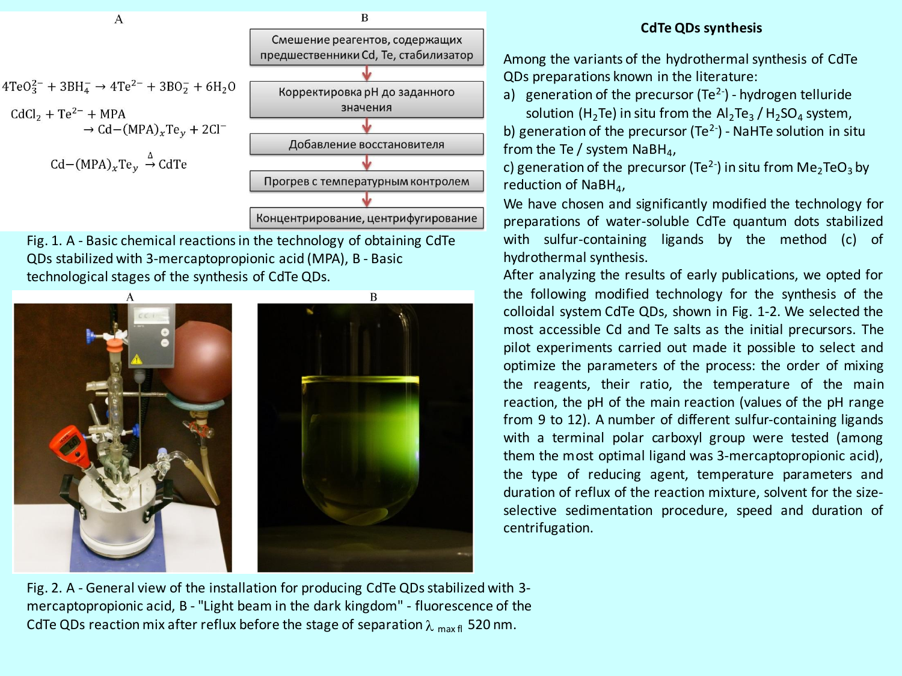A

$$4TeO_3^{2-} + 3BH_4^- \rightarrow 4Te^{2-} + 3BO_2^- + 6H_2O$$

$$CdCl_2 + Te^{2-} + MPA \rightarrow Cd{-}(MPA)_xTe_y + 2Cl^-$$

$$Cd{-}(MPA)_xTe_y \xrightarrow{\Delta} CdTe$$

B

Смешение реагентов, содержащих предшественники Cd, Te, стабилизатор

↓

Корректировка pH до заданного значения

↓

Добавление восстановителя

↓

Прогрев с температурным контролем

↓

Концентрирование, центрифугирование

Fig. 1. A - Basic chemical reactions in the technology of obtaining CdTe QDs stabilized with 3-mercaptopropionic acid (MPA), B - Basic technological stages of the synthesis of CdTe QDs.

Fig. 2. A - General view of the installation for producing CdTe QDs stabilized with 3-mercaptopropionic acid, B - "Light beam in the dark kingdom" - fluorescence of the CdTe QDs reaction mix after reflux before the stage of separation $\lambda_{max\ fl}$ 520 nm.

## CdTe QDs synthesis

Among the variants of the hydrothermal synthesis of CdTe QDs preparations known in the literature:

a) generation of the precursor ($Te^{2-}$) - hydrogen telluride solution ($H_2Te$) in situ from the $Al_2Te_3$ / $H_2SO_4$ system,

b) generation of the precursor ($Te^{2-}$) - NaHTe solution in situ from the Te / system $NaBH_4$,

c) generation of the precursor ($Te^{2-}$) in situ from $Me_2TeO_3$ by reduction of $NaBH_4$,

We have chosen and significantly modified the technology for preparations of water-soluble CdTe quantum dots stabilized with sulfur-containing ligands by the method (c) of hydrothermal synthesis.

After analyzing the results of early publications, we opted for the following modified technology for the synthesis of the colloidal system CdTe QDs, shown in Fig. 1-2. We selected the most accessible Cd and Te salts as the initial precursors. The pilot experiments carried out made it possible to select and optimize the parameters of the process: the order of mixing the reagents, their ratio, the temperature of the main reaction, the pH of the main reaction (values of the pH range from 9 to 12). A number of different sulfur-containing ligands with a terminal polar carboxyl group were tested (among them the most optimal ligand was 3-mercaptopropionic acid), the type of reducing agent, temperature parameters and duration of reflux of the reaction mixture, solvent for the size-selective sedimentation procedure, speed and duration of centrifugation.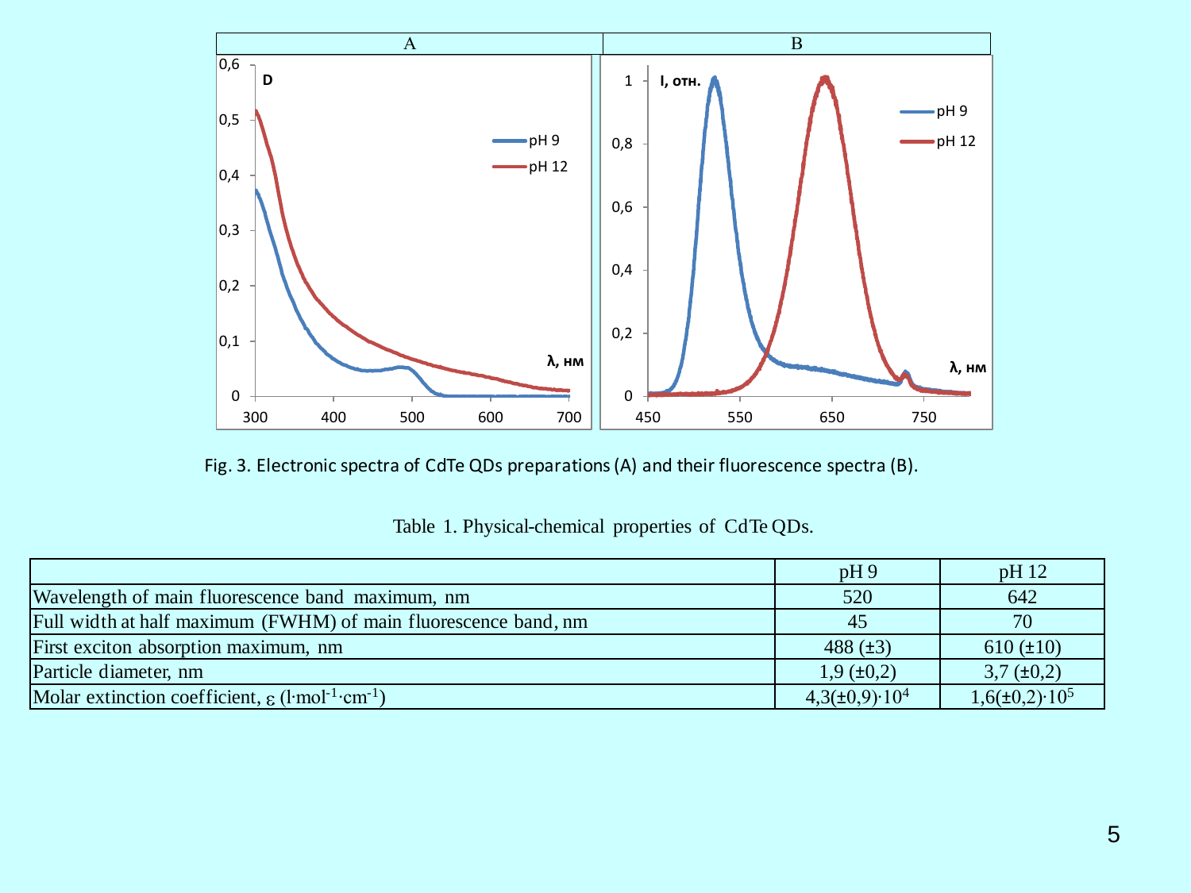Fig. 3. Electronic spectra of CdTe QDs preparations (A) and their fluorescence spectra (B).

Table 1. Physical-chemical properties of CdTe QDs.

| | pH 9 | pH 12 |
|---|---|---|
| Wavelength of main fluorescence band maximum, nm | 520 | 642 |
| Full width at half maximum (FWHM) of main fluorescence band, nm | 45 | 70 |
| First exciton absorption maximum, nm | 488 (±3) | 610 (±10) |
| Particle diameter, nm | 1,9 (±0,2) | 3,7 (±0,2) |
| Molar extinction coefficient, ε ($l \cdot mol^{-1} \cdot cm^{-1}$) | $4,3(\pm 0,9) \cdot 10^4$ | $1,6(\pm 0,2) \cdot 10^5$ |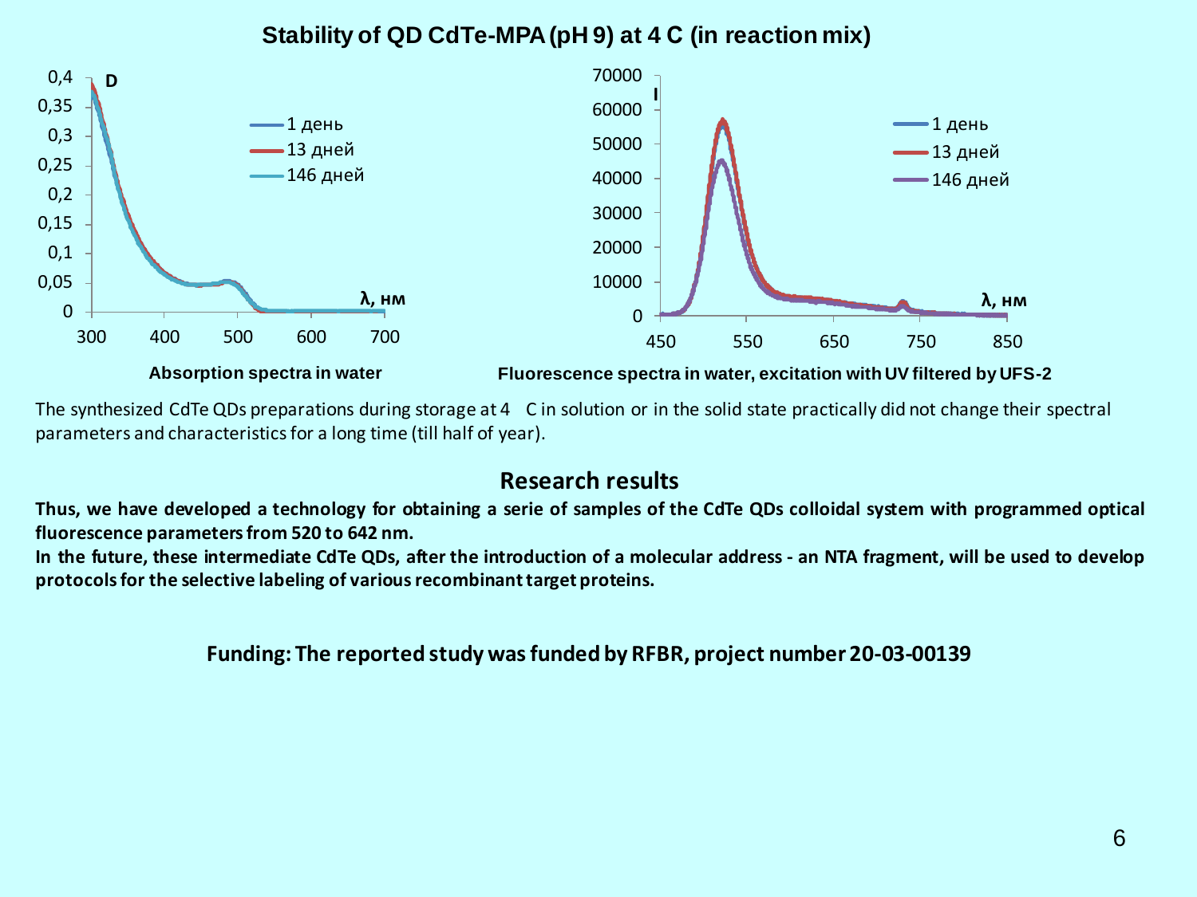## Stability of QD CdTe-MPA (pH 9) at 4 C (in reaction mix)

D

0,4
0,35
0,3
0,25
0,2
0,15
0,1
0,05
0

300 400 500 600 700

λ, нм

1 день
13 дней
146 дней

Absorption spectra in water

I

70000
60000
50000
40000
30000
20000
10000
0

450 550 650 750 850

λ, нм

1 день
13 дней
146 дней

Fluorescence spectra in water, excitation with UV filtered by UFS-2

The synthesized CdTe QDs preparations during storage at 4 C in solution or in the solid state practically did not change their spectral parameters and characteristics for a long time (till half of year).

## Research results

**Thus, we have developed a technology for obtaining a serie of samples of the CdTe QDs colloidal system with programmed optical fluorescence parameters from 520 to 642 nm.**

**In the future, these intermediate CdTe QDs, after the introduction of a molecular address - an NTA fragment, will be used to develop protocols for the selective labeling of various recombinant target proteins.**

**Funding: The reported study was funded by RFBR, project number 20-03-00139**